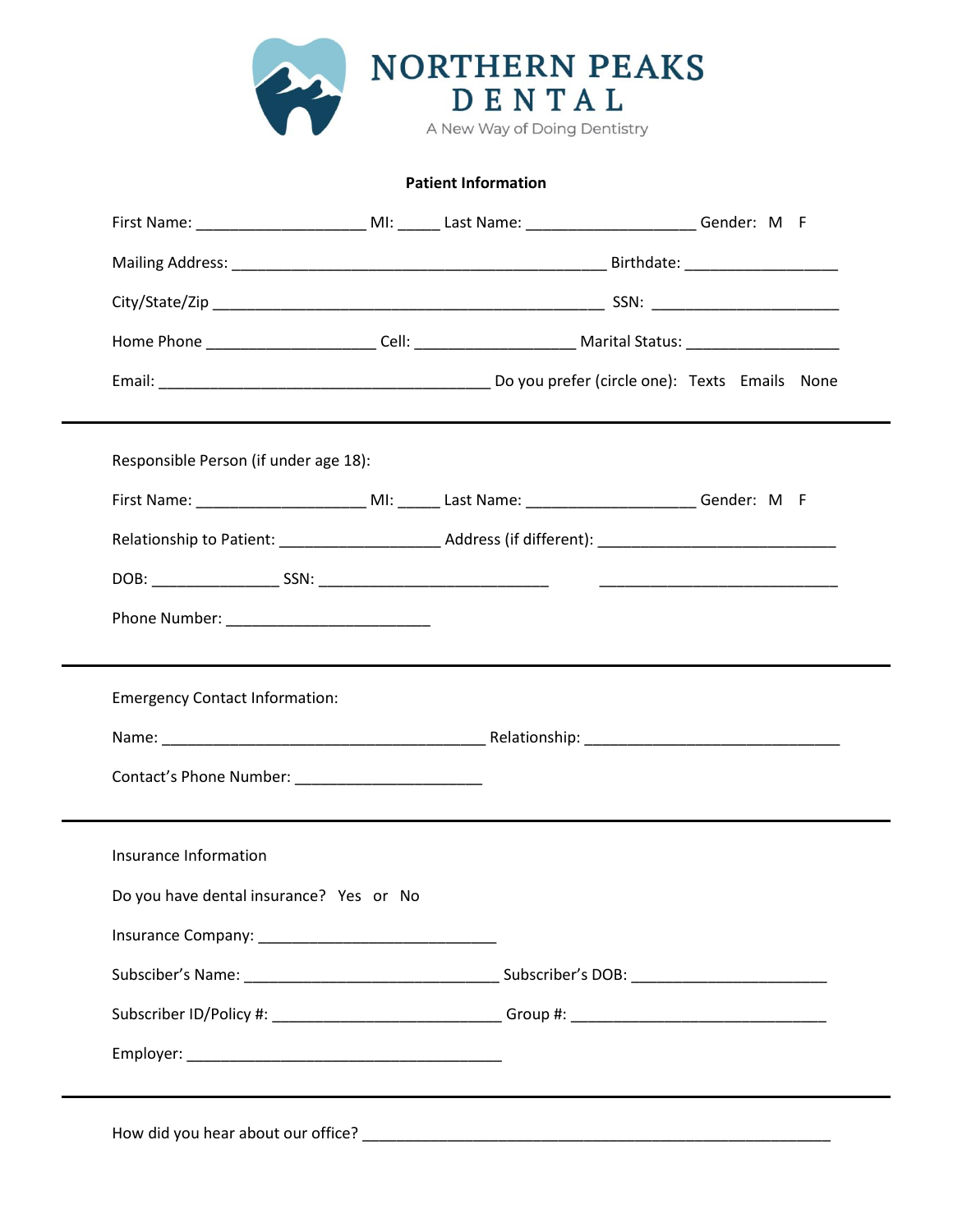# NORTHERN PEAKS DENTAL

A New Way of Doing Dentistry

**Patient Information**

First Name: ____________________ MI: _____ Last Name: ____________________ Gender: M F

Mailing Address: ____________________________________________ Birthdate: _________________

City/State/Zip ______________________________________________ SSN: _____________________

Home Phone ____________________ Cell: ___________________ Marital Status: _________________

Email: ______________________________________ Do you prefer (circle one): Texts Emails None

---

Responsible Person (if under age 18):

First Name: ____________________ MI: _____ Last Name: ____________________ Gender: M F

Relationship to Patient: __________________ Address (if different): ___________________________

DOB: _______________ SSN: ___________________________ ___________________________

Phone Number: ________________________

---

Emergency Contact Information:

Name: ______________________________________ Relationship: _____________________________

Contact's Phone Number: ______________________

---

Insurance Information

Do you have dental insurance? Yes or No

Insurance Company: ____________________________

Subscriber's Name: ______________________________ Subscriber's DOB: _______________________

Subscriber ID/Policy #: ___________________________ Group #: ______________________________

Employer: _____________________________________

---

How did you hear about our office? ________________________________________________________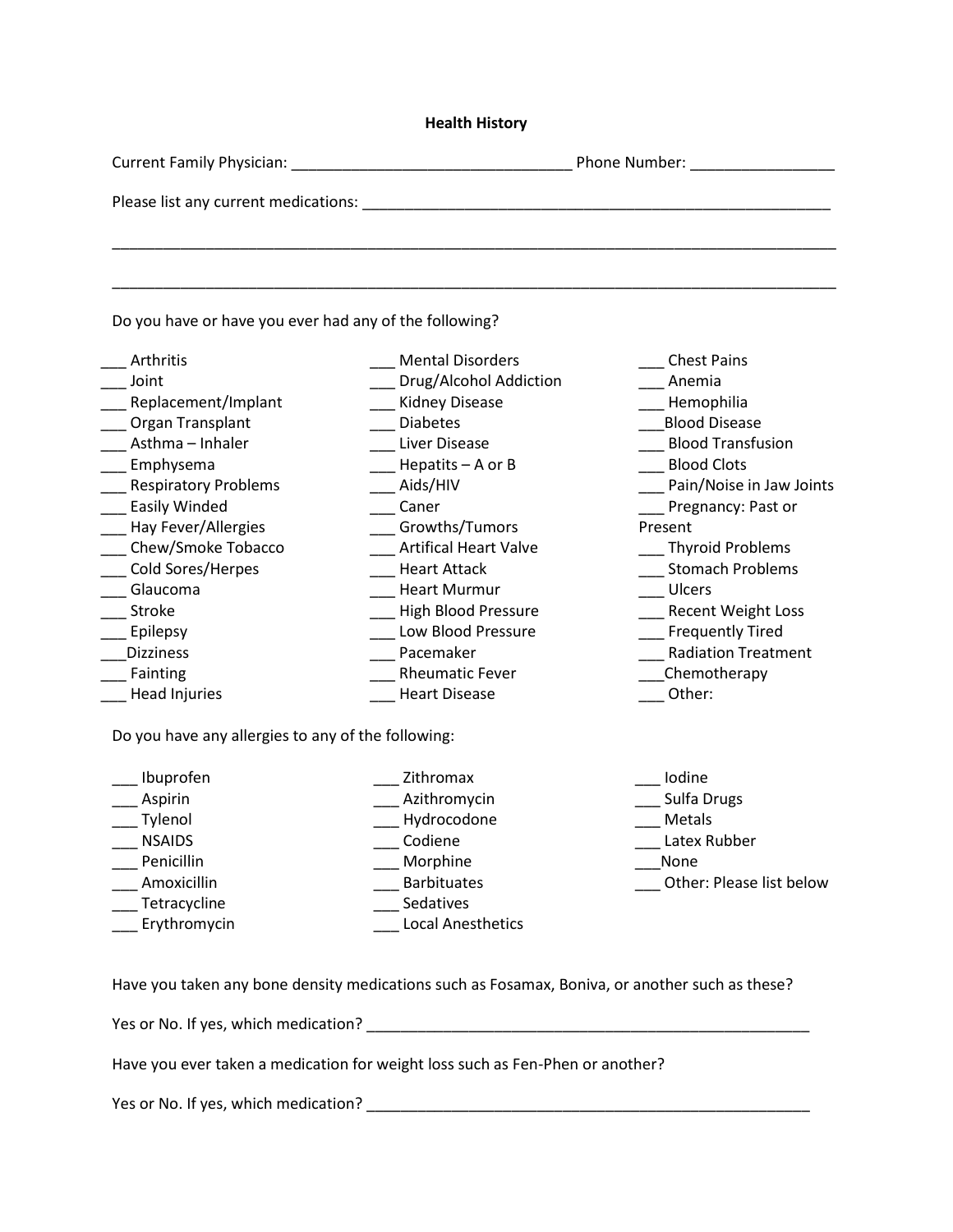## Health History

Current Family Physician: ________________________________ Phone Number: ________________

Please list any current medications: ______________________________________________________

______________________________________________________________________________________

______________________________________________________________________________________

Do you have or have you ever had any of the following?

___ Arthritis
___ Joint
___ Replacement/Implant
___ Organ Transplant
___ Asthma – Inhaler
___ Emphysema
___ Respiratory Problems
___ Easily Winded
___ Hay Fever/Allergies
___ Chew/Smoke Tobacco
___ Cold Sores/Herpes
___ Glaucoma
___ Stroke
___ Epilepsy
___Dizziness
___ Fainting
___ Head Injuries
___ Mental Disorders
___ Drug/Alcohol Addiction
___ Kidney Disease
___ Diabetes
___ Liver Disease
___ Hepatits – A or B
___ Aids/HIV
___ Caner
___ Growths/Tumors
___ Artifical Heart Valve
___ Heart Attack
___ Heart Murmur
___ High Blood Pressure
___ Low Blood Pressure
___ Pacemaker
___ Rheumatic Fever
___ Heart Disease
___ Chest Pains
___ Anemia
___ Hemophilia
___Blood Disease
___ Blood Transfusion
___ Blood Clots
___ Pain/Noise in Jaw Joints
___ Pregnancy: Past or Present
___ Thyroid Problems
___ Stomach Problems
___ Ulcers
___ Recent Weight Loss
___ Frequently Tired
___ Radiation Treatment
___Chemotherapy
___ Other:

Do you have any allergies to any of the following:

___ Ibuprofen
___ Aspirin
___ Tylenol
___ NSAIDS
___ Penicillin
___ Amoxicillin
___ Tetracycline
___ Erythromycin
___ Zithromax
___ Azithromycin
___ Hydrocodone
___ Codiene
___ Morphine
___ Barbituates
___ Sedatives
___ Local Anesthetics
___ Iodine
___ Sulfa Drugs
___ Metals
___ Latex Rubber
___None
___ Other: Please list below

Have you taken any bone density medications such as Fosamax, Boniva, or another such as these?

Yes or No. If yes, which medication? ______________________________________________________

Have you ever taken a medication for weight loss such as Fen-Phen or another?

Yes or No. If yes, which medication? ______________________________________________________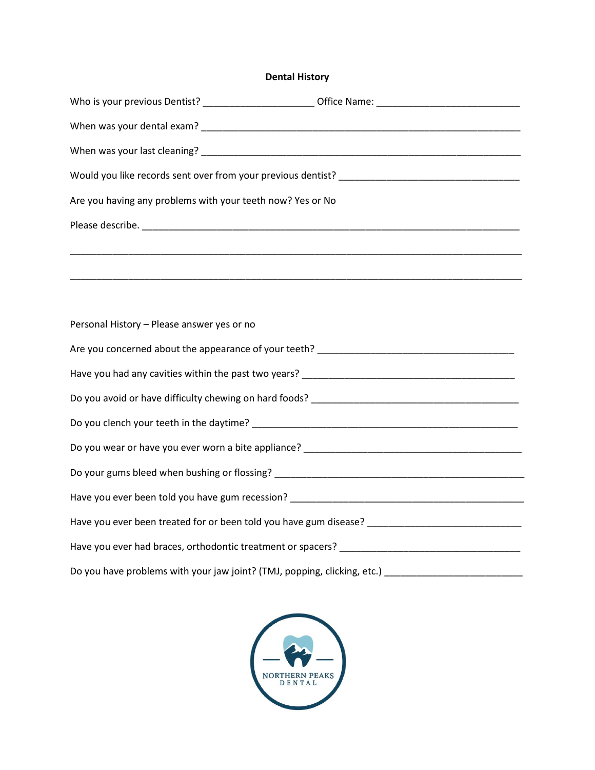# Dental History

Who is your previous Dentist? ____________________ Office Name: __________________________

When was your dental exam? ____________________________________________________________

When was your last cleaning? ____________________________________________________________

Would you like records sent over from your previous dentist? _________________________________

Are you having any problems with your teeth now? Yes or No

Please describe. _____________________________________________________________________

_____________________________________________________________________________________

_____________________________________________________________________________________

Personal History – Please answer yes or no

Are you concerned about the appearance of your teeth? ____________________________________

Have you had any cavities within the past two years? ______________________________________

Do you avoid or have difficulty chewing on hard foods? ____________________________________

Do you clench your teeth in the daytime? _______________________________________________

Do you wear or have you ever worn a bite appliance? _____________________________________

Do your gums bleed when bushing or flossing? ___________________________________________

Have you ever been told you have gum recession? ________________________________________

Have you ever been treated for or been told you have gum disease? _____________________________

Have you ever had braces, orthodontic treatment or spacers? _________________________________

Do you have problems with your jaw joint? (TMJ, popping, clicking, etc.) __________________________

NORTHERN PEAKS DENTAL